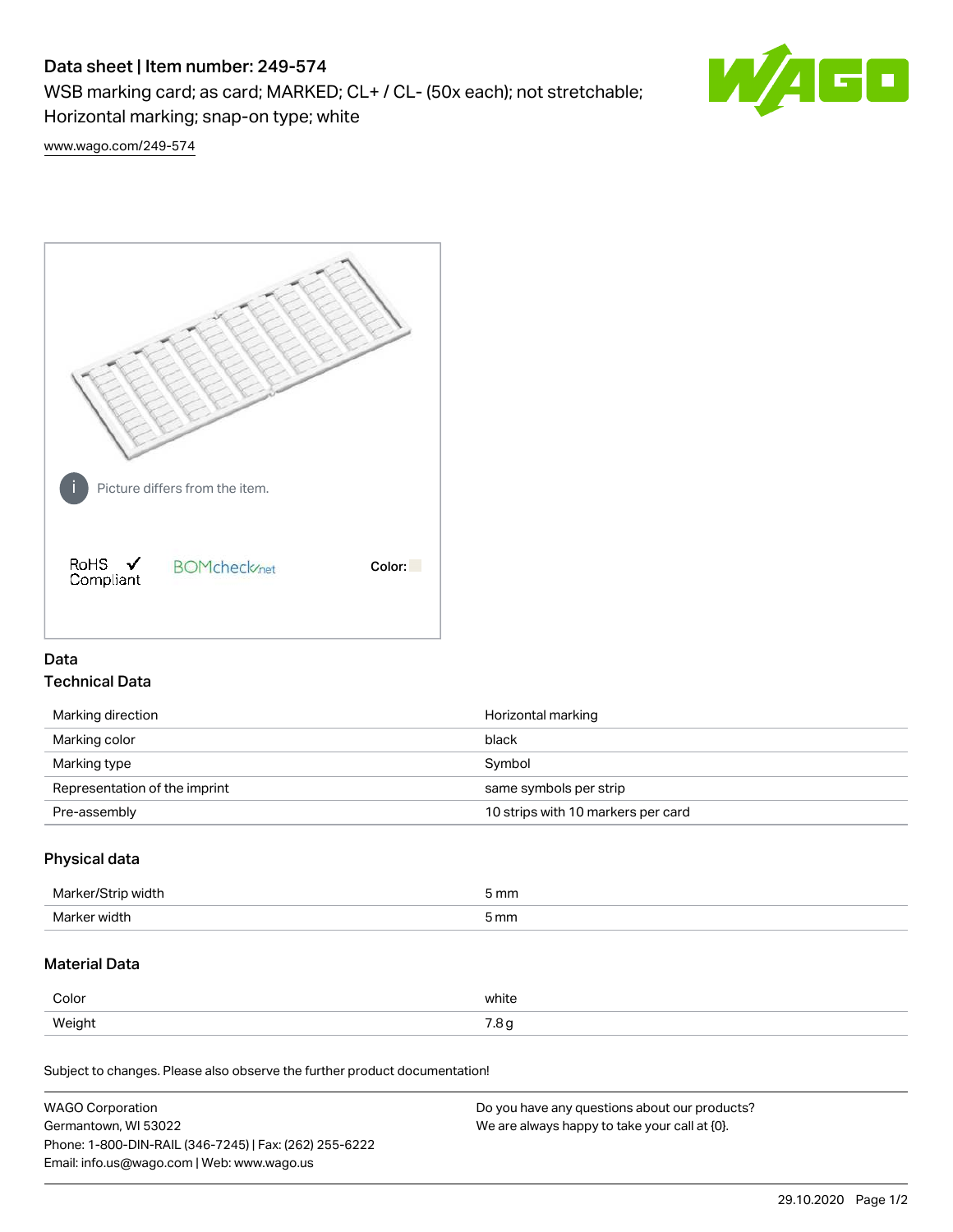# Data sheet | Item number: 249-574

WSB marking card; as card; MARKED; CL+ / CL- (50x each); not stretchable; Horizontal marking; snap-on type; white

www.wago.com/249-574

Picture differs from the item.

RoHS Compliant

BOMcheck.net

Color:

## Data

### Technical Data

| | |
|---|---|
| Marking direction | Horizontal marking |
| Marking color | black |
| Marking type | Symbol |
| Representation of the imprint | same symbols per strip |
| Pre-assembly | 10 strips with 10 markers per card |

### Physical data

| | |
|---|---|
| Marker/Strip width | 5 mm |
| Marker width | 5 mm |

### Material Data

| | |
|---|---|
| Color | white |
| Weight | 7.8 g |

Subject to changes. Please also observe the further product documentation!

WAGO Corporation
Germantown, WI 53022
Phone: 1-800-DIN-RAIL (346-7245) | Fax: (262) 255-6222
Email: info.us@wago.com | Web: www.wago.us

Do you have any questions about our products?
We are always happy to take your call at {0}.

29.10.2020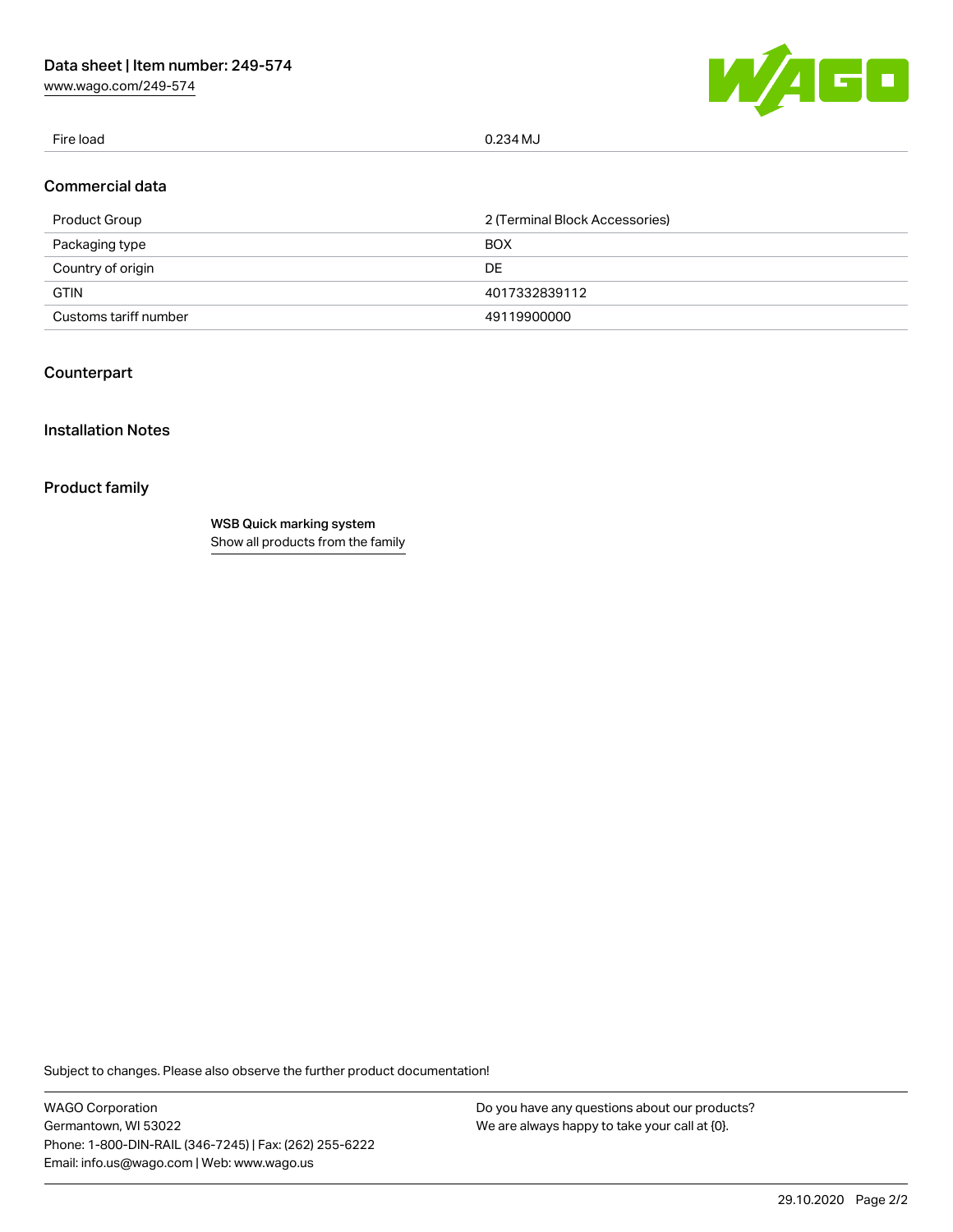| | |
|---|---|
| Fire load | 0.234 MJ |

## Commercial data

| | |
|---|---|
| Product Group | 2 (Terminal Block Accessories) |
| Packaging type | BOX |
| Country of origin | DE |
| GTIN | 4017332839112 |
| Customs tariff number | 49119900000 |

## Counterpart

## Installation Notes

## Product family

WSB Quick marking system
Show all products from the family

Subject to changes. Please also observe the further product documentation!

WAGO Corporation
Germantown, WI 53022
Phone: 1-800-DIN-RAIL (346-7245) | Fax: (262) 255-6222
Email: info.us@wago.com | Web: www.wago.us

Do you have any questions about our products?
We are always happy to take your call at {0}.